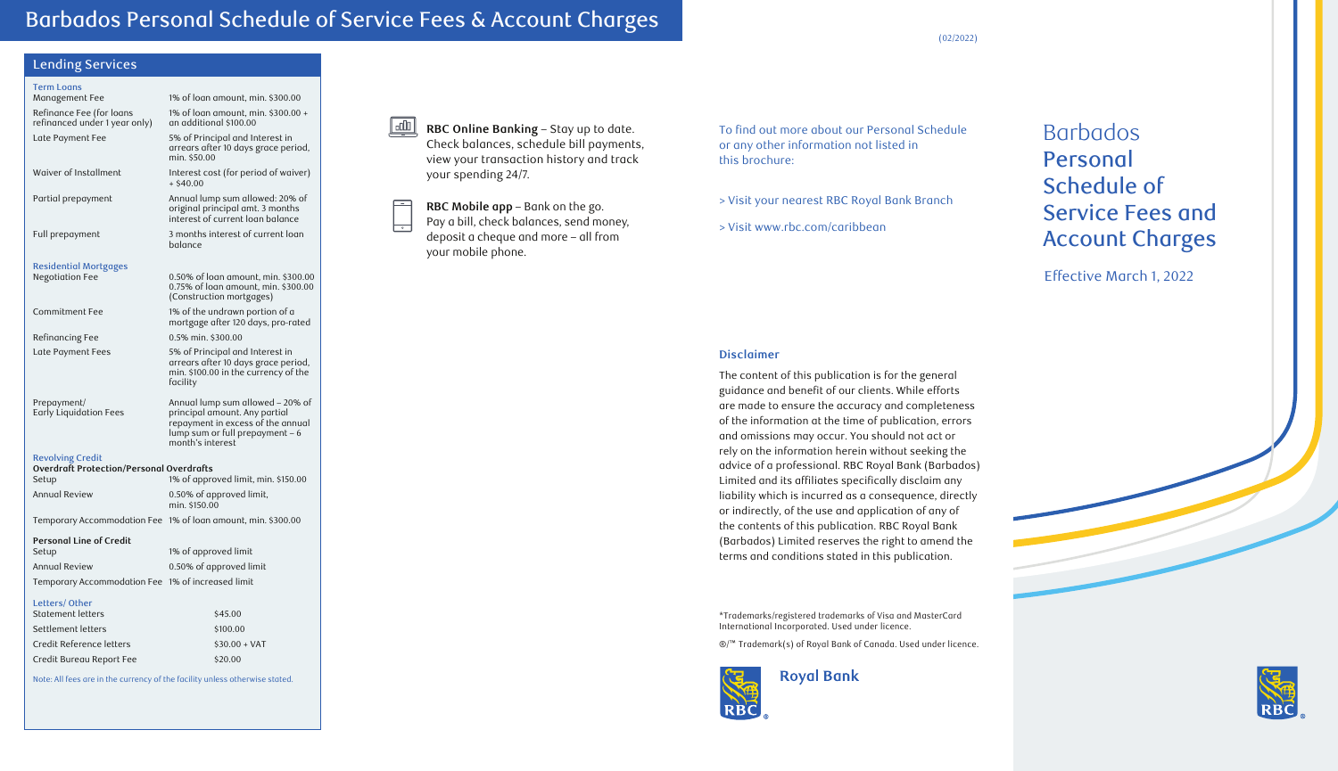# Barbados Personal Schedule of Service Fees & Account Charges

(02/2022)

## Lending Services

### Term Loans

| | |
|---|---|
| Management Fee | 1% of loan amount, min. $300.00 |
| Refinance Fee (for loans refinanced under 1 year only) | 1% of loan amount, min. $300.00 + an additional $100.00 |
| Late Payment Fee | 5% of Principal and Interest in arrears after 10 days grace period, min. $50.00 |
| Waiver of Installment | Interest cost (for period of waiver) + $40.00 |
| Partial prepayment | Annual lump sum allowed: 20% of original principal amt. 3 months interest of current loan balance |
| Full prepayment | 3 months interest of current loan balance |

### Residential Mortgages

| | |
|---|---|
| Negotiation Fee | 0.50% of loan amount, min. $300.00<br>0.75% of loan amount, min. $300.00 (Construction mortgages) |
| Commitment Fee | 1% of the undrawn portion of a mortgage after 120 days, pro-rated |
| Refinancing Fee | 0.5% min. $300.00 |
| Late Payment Fees | 5% of Principal and Interest in arrears after 10 days grace period, min. $100.00 in the currency of the facility |
| Prepayment/ Early Liquidation Fees | Annual lump sum allowed – 20% of principal amount. Any partial repayment in excess of the annual lump sum or full prepayment – 6 month's interest |

### Revolving Credit

**Overdraft Protection/Personal Overdrafts**

| | |
|---|---|
| Setup | 1% of approved limit, min. $150.00 |
| Annual Review | 0.50% of approved limit, min. $150.00 |
| Temporary Accommodation Fee | 1% of loan amount, min. $300.00 |

**Personal Line of Credit**

| | |
|---|---|
| Setup | 1% of approved limit |
| Annual Review | 0.50% of approved limit |
| Temporary Accommodation Fee | 1% of increased limit |

### Letters/ Other

| | |
|---|---|
| Statement letters | $45.00 |
| Settlement letters | $100.00 |
| Credit Reference letters | $30.00 + VAT |
| Credit Bureau Report Fee | $20.00 |

Note: All fees are in the currency of the facility unless otherwise stated.

**RBC Online Banking** – Stay up to date. Check balances, schedule bill payments, view your transaction history and track your spending 24/7.

**RBC Mobile app** – Bank on the go. Pay a bill, check balances, send money, deposit a cheque and more – all from your mobile phone.

To find out more about our Personal Schedule or any other information not listed in this brochure:

> Visit your nearest RBC Royal Bank Branch

> Visit www.rbc.com/caribbean

### Disclaimer

The content of this publication is for the general guidance and benefit of our clients. While efforts are made to ensure the accuracy and completeness of the information at the time of publication, errors and omissions may occur. You should not act or rely on the information herein without seeking the advice of a professional. RBC Royal Bank (Barbados) Limited and its affiliates specifically disclaim any liability which is incurred as a consequence, directly or indirectly, of the use and application of any of the contents of this publication. RBC Royal Bank (Barbados) Limited reserves the right to amend the terms and conditions stated in this publication.

*Trademarks/registered trademarks of Visa and MasterCard International Incorporated. Used under licence.

®/™ Trademark(s) of Royal Bank of Canada. Used under licence.

Royal Bank

# Barbados Personal Schedule of Service Fees and Account Charges

Effective March 1, 2022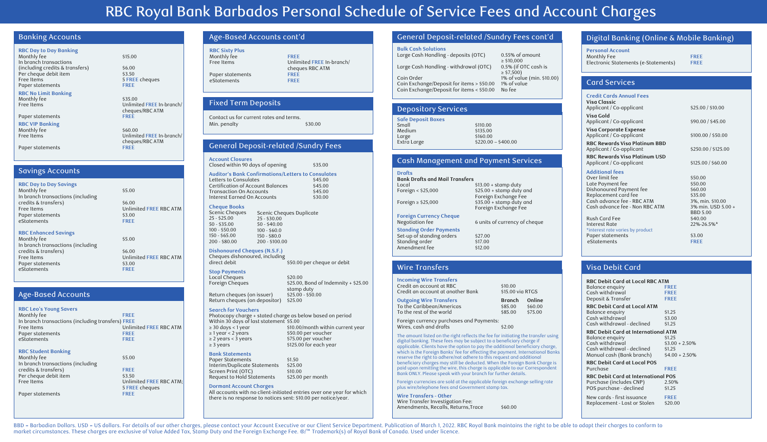# RBC Royal Bank Barbados Personal Schedule of Service Fees and Account Charges

## Banking Accounts

### RBC Day to Day Banking

| | |
|---|---|
| Monthly fee | $15.00 |
| In branch transactions (including credits & transfers) | $6.00 |
| Per cheque debit item | $3.50 |
| Free Items | 5 FREE cheques |
| Paper statements | FREE |

### RBC No Limit Banking

| | |
|---|---|
| Monthly fee | $35.00 |
| Free Items | Unlimited FREE In-branch/ cheques/RBC ATM |
| Paper statements | FREE |

### RBC VIP Banking

| | |
|---|---|
| Monthly fee | $60.00 |
| Free Items | Unlimited FREE In-branch/ cheques/RBC ATM |
| Paper statements | FREE |

## Savings Accounts

### RBC Day to Day Savings

| | |
|---|---|
| Monthly fee | $5.00 |
| In branch transactions (including credits & transfers) | $6.00 |
| Free Items | Unlimited FREE RBC ATM |
| Paper statements | $3.00 |
| eStatements | FREE |

### RBC Enhanced Savings

| | |
|---|---|
| Monthly fee | $5.00 |
| In branch transactions (including credits & transfers) | $6.00 |
| Free Items | Unlimited FREE RBC ATM |
| Paper statements | $3.00 |
| eStatements | FREE |

## Age-Based Accounts

### RBC Leo's Young Savers

| | |
|---|---|
| Monthly fee | FREE |
| In branch transactions (including transfers) | FREE |
| Free Items | Unlimited FREE RBC ATM |
| Paper statements | FREE |
| eStatements | FREE |

### RBC Student Banking

| | |
|---|---|
| Monthly fee | $5.00 |
| In branch transactions (including credits & transfers) | FREE |
| Per cheque debit item | $3.50 |
| Free Items | Unlimited FREE RBC ATM; 5 FREE cheques |
| Paper statements | FREE |

## Age-Based Accounts cont'd

### RBC Sixty Plus

| | |
|---|---|
| Monthly fee | FREE |
| Free Items | Unlimited FREE In-branch/ cheques RBC ATM |
| Paper statements | FREE |
| eStatements | FREE |

## Fixed Term Deposits

Contact us for current rates and terms.

| | |
|---|---|
| Min. penalty | $30.00 |

## General Deposit-related /Sundry Fees

### Account Closures

| | |
|---|---|
| Closed within 90 days of opening | $35.00 |

### Auditor's Bank Confirmations/Letters to Consulates

| | |
|---|---|
| Letters to Consulates | $45.00 |
| Certification of Account Balances | $45.00 |
| Transaction On Accounts | $45.00 |
| Interest Earned On Accounts | $30.00 |

### Cheque Books

| Scenic Cheques | Scenic Cheques Duplicate |
|---|---|
| 25 - $25.00 | 25 - $30.00 |
| 50 - $35.00 | 50 - $40.00 |
| 100 - $50.00 | 100 - $60.0 |
| 150 - $65.00 | 150 - $80.0 |
| 200 - $80.00 | 200 - $100.00 |

### Dishonoured Cheques (N.S.F.)

| | |
|---|---|
| Cheques dishonoured, including direct debit | $50.00 per cheque or debit |

### Stop Payments

| | |
|---|---|
| Local Cheques | $20.00 |
| Foreign Cheques | $25.00, Bond of Indemnity + $25.00 stamp duty |
| Return cheques (on issuer) | $25.00 - $50.00 |
| Return cheques (on depositor) | $25.00 |

### Search for Vouchers

Photocopy charge + stated charge as below based on period

| | |
|---|---|
| Within 30 days of last statement | $5.00 |
| ≥ 30 days < 1 year | $10.00/month within current year |
| ≥ 1 year < 2 years | $50.00 per voucher |
| ≥ 2 years < 3 years | $75.00 per voucher |
| ≥ 3 years | $125.00 for each year |

### Bank Statements

| | |
|---|---|
| Paper Statements | $1.50 |
| Interim/Duplicate Statements | $25.00 |
| Screen Print (OTC) | $10.00 |
| Request to Hold Statements | $25.00 per month |

### Dormant Account Charges

All accounts with no client-initiated entries over one year for which there is no response to notices sent: $10.00 per notice/year.

## General Deposit-related /Sundry Fees cont'd

### Bulk Cash Solutions

| | |
|---|---|
| Large Cash Handling - deposits (OTC) | 0.55% of amount ≥ $10,000 |
| Large Cash Handling - withdrawal (OTC) | 0.5% (if OTC cash is ≥ $7,500) |
| Coin Order | 1% of value (min. $10.00) |
| Coin Exchange/Deposit for items > $50.00 | 1% of value |
| Coin Exchange/Deposit for items < $50.00 | No fee |

## Depository Services

### Safe Deposit Boxes

| | |
|---|---|
| Small | $110.00 |
| Medium | $135.00 |
| Large | $160.00 |
| Extra Large | $220.00 – $400.00 |

## Cash Management and Payment Services

### Drafts

**Bank Drafts and Mail Transfers**

| | |
|---|---|
| Local | $13.00 + stamp duty |
| Foreign < $25,000 | $25.00 + stamp duty and Foreign Exchange Fee |
| Foreign ≥ $25,000 | $35.00 + stamp duty and Foreign Exchange Fee |

### Foreign Currency Cheque

| | |
|---|---|
| Negotiation fee | 6 units of currency of cheque |

### Standing Order Payments

| | |
|---|---|
| Set-up of standing orders | $27.00 |
| Standing order | $17.00 |
| Amendment fee | $12.00 |

## Wire Transfers

### Incoming Wire Transfers

| | |
|---|---|
| Credit an account at RBC | $10.00 |
| Credit an account at another Bank | $15.00 via RTGS |

### Outgoing Wire Transfers

| | Branch | Online |
|---|---|---|
| To the Caribbean/Americas | $85.00 | $60.00 |
| To the rest of the world | $85.00 | $75.00 |

| | |
|---|---|
| Foreign currency purchases and Payments: Wires, cash and drafts | $2.00 |

The amount listed on the right reflects the fee for initiating the transfer using digital banking. These fees may be subject to a beneficiary charge if applicable. Clients have the option to pay the additional beneficiary charge, which is the Foreign Banks' fee for effecting the payment. International Banks reserve the right to adhere/not adhere to this request and additional beneficiary charges may still be deducted. When the Foreign Bank Charge is paid upon remitting the wire, this charge is applicable to our Correspondent Bank ONLY. Please speak with your branch for further details.

Foreign currencies are sold at the applicable foreign exchange selling rate plus wire/telephone fees and Government stamp tax.

### Wire Transfers - Other

| | |
|---|---|
| Wire Transfer Investigation Fee: Amendments, Recalls, Returns, Trace | $60.00 |

## Digital Banking (Online & Mobile Banking)

### Personal Account

| | |
|---|---|
| Monthly Fee | FREE |
| Electronic Statements (e-Statements) | FREE |

## Card Services

### Credit Cards Annual Fees

| | |
|---|---|
| **Visa Classic** Applicant / Co-applicant | $25.00 / $10.00 |
| **Visa Gold** Applicant / Co-applicant | $90.00 / $45.00 |
| **Visa Corporate Expense** Applicant / Co-applicant | $100.00 / $50.00 |
| **RBC Rewards Visa Platinum BBD** Applicant / Co-applicant | $250.00 / $125.00 |
| **RBC Rewards Visa Platinum USD** Applicant / Co-applicant | $125.00 / $60.00 |

### Additional fees

| | |
|---|---|
| Over limit fee | $50.00 |
| Late Payment fee | $50.00 |
| Dishonoured Payment fee | $60.00 |
| Replacement card fee | $35.00 |
| Cash advance fee - RBC ATM | 3%, min. $10.00 |
| Cash advance fee - Non RBC ATM | 3% min. USD 5.00 + BBD 5.00 |
| Rush Card Fee | $40.00 |
| Interest Rate | 22%-26.5%* |
| Paper statements | $3.00 |
| eStatements | FREE |

*interest rate varies by product

## Visa Debit Card

**RBC Debit Card at Local RBC ATM**

| | |
|---|---|
| Balance enquiry | FREE |
| Cash withdrawal | FREE |
| Deposit & Transfer | FREE |

**RBC Debit Card at Local ATM**

| | |
|---|---|
| Balance enquiry | $1.25 |
| Cash withdrawal | $3.00 |
| Cash withdrawal - declined | $1.25 |

**RBC Debit Card at International ATM**

| | |
|---|---|
| Balance enquiry | $1.25 |
| Cash withdrawal | $3.00 + 2.50% |
| Cash withdrawal - declined | $1.25 |
| Manual cash (Bank branch) | $4.00 + 2.50% |

**RBC Debit Card at Local POS**

| | |
|---|---|
| Purchase | FREE |

**RBC Debit Card at International POS**

| | |
|---|---|
| Purchase (includes CNP) | 2.50% |
| POS purchase - declined | $1.25 |

| | |
|---|---|
| New cards - first issuance | FREE |
| Replacement - Lost or Stolen | $20.00 |

BBD = Barbadian Dollars. USD = US dollars. For details of our other charges, please contact your Account Executive or our Client Service Department. Publication of March 1, 2022. RBC Royal Bank maintains the right to be able to adapt their charges to conform to market circumstances. These charges are exclusive of Value Added Tax, Stamp Duty and the Foreign Exchange Fee. ®/™ Trademark(s) of Royal Bank of Canada. Used under licence.